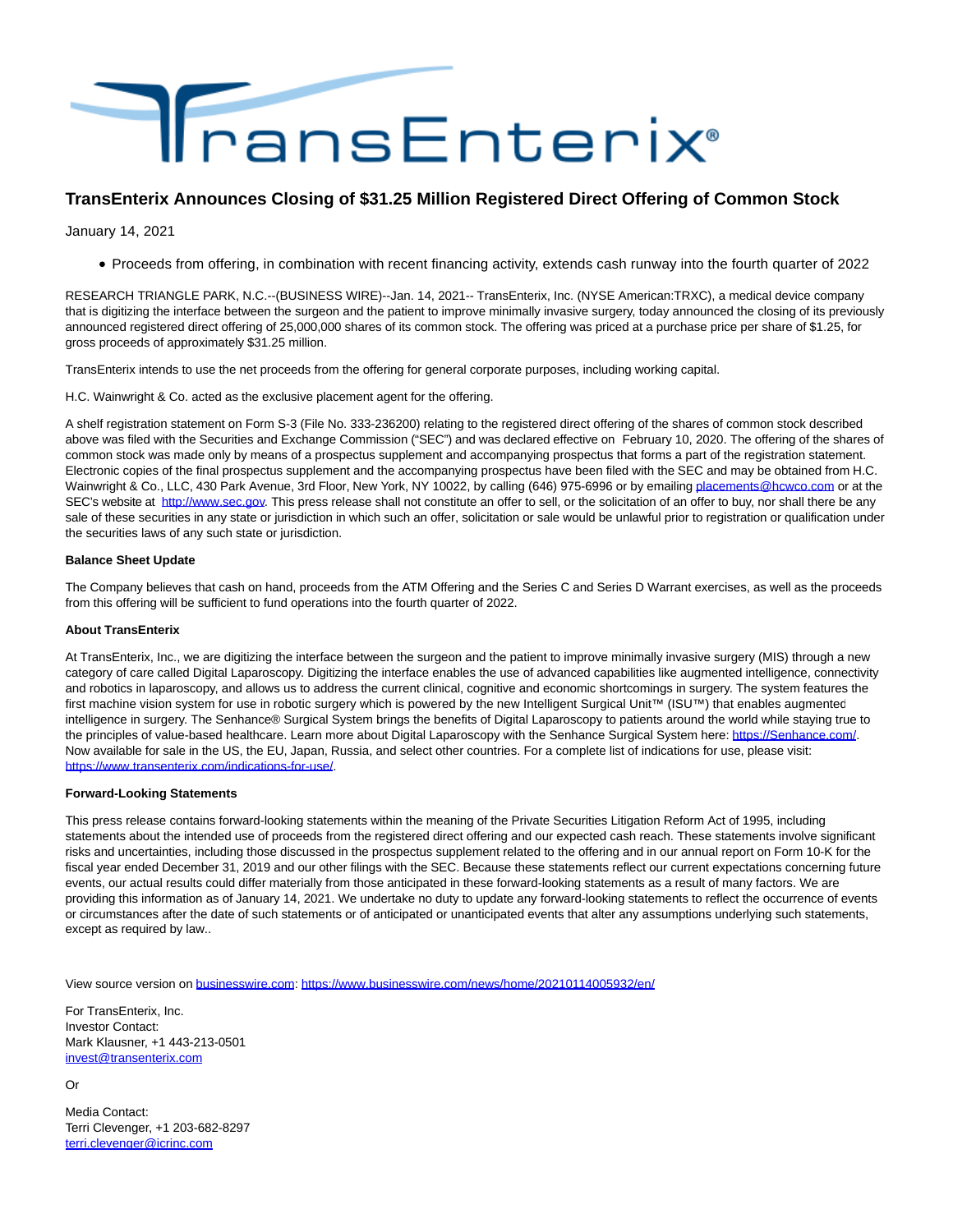# TransEnterix Announces Closing of $31.25 Million Registered Direct Offering of Common Stock

January 14, 2021

- Proceeds from offering, in combination with recent financing activity, extends cash runway into the fourth quarter of 2022

RESEARCH TRIANGLE PARK, N.C.--(BUSINESS WIRE)--Jan. 14, 2021-- TransEnterix, Inc. (NYSE American:TRXC), a medical device company that is digitizing the interface between the surgeon and the patient to improve minimally invasive surgery, today announced the closing of its previously announced registered direct offering of 25,000,000 shares of its common stock. The offering was priced at a purchase price per share of $1.25, for gross proceeds of approximately $31.25 million.

TransEnterix intends to use the net proceeds from the offering for general corporate purposes, including working capital.

H.C. Wainwright & Co. acted as the exclusive placement agent for the offering.

A shelf registration statement on Form S-3 (File No. 333-236200) relating to the registered direct offering of the shares of common stock described above was filed with the Securities and Exchange Commission ("SEC") and was declared effective on February 10, 2020. The offering of the shares of common stock was made only by means of a prospectus supplement and accompanying prospectus that forms a part of the registration statement. Electronic copies of the final prospectus supplement and the accompanying prospectus have been filed with the SEC and may be obtained from H.C. Wainwright & Co., LLC, 430 Park Avenue, 3rd Floor, New York, NY 10022, by calling (646) 975-6996 or by emailing placements@hcwco.com or at the SEC's website at http://www.sec.gov. This press release shall not constitute an offer to sell, or the solicitation of an offer to buy, nor shall there be any sale of these securities in any state or jurisdiction in which such an offer, solicitation or sale would be unlawful prior to registration or qualification under the securities laws of any such state or jurisdiction.

**Balance Sheet Update**

The Company believes that cash on hand, proceeds from the ATM Offering and the Series C and Series D Warrant exercises, as well as the proceeds from this offering will be sufficient to fund operations into the fourth quarter of 2022.

**About TransEnterix**

At TransEnterix, Inc., we are digitizing the interface between the surgeon and the patient to improve minimally invasive surgery (MIS) through a new category of care called Digital Laparoscopy. Digitizing the interface enables the use of advanced capabilities like augmented intelligence, connectivity and robotics in laparoscopy, and allows us to address the current clinical, cognitive and economic shortcomings in surgery. The system features the first machine vision system for use in robotic surgery which is powered by the new Intelligent Surgical Unit™ (ISU™) that enables augmented intelligence in surgery. The Senhance® Surgical System brings the benefits of Digital Laparoscopy to patients around the world while staying true to the principles of value-based healthcare. Learn more about Digital Laparoscopy with the Senhance Surgical System here: https://Senhance.com/. Now available for sale in the US, the EU, Japan, Russia, and select other countries. For a complete list of indications for use, please visit: https://www.transenterix.com/indications-for-use/.

**Forward-Looking Statements**

This press release contains forward-looking statements within the meaning of the Private Securities Litigation Reform Act of 1995, including statements about the intended use of proceeds from the registered direct offering and our expected cash reach. These statements involve significant risks and uncertainties, including those discussed in the prospectus supplement related to the offering and in our annual report on Form 10-K for the fiscal year ended December 31, 2019 and our other filings with the SEC. Because these statements reflect our current expectations concerning future events, our actual results could differ materially from those anticipated in these forward-looking statements as a result of many factors. We are providing this information as of January 14, 2021. We undertake no duty to update any forward-looking statements to reflect the occurrence of events or circumstances after the date of such statements or of anticipated or unanticipated events that alter any assumptions underlying such statements, except as required by law..

View source version on businesswire.com: https://www.businesswire.com/news/home/20210114005932/en/

For TransEnterix, Inc.
Investor Contact:
Mark Klausner, +1 443-213-0501
invest@transenterix.com

Or

Media Contact:
Terri Clevenger, +1 203-682-8297
terri.clevenger@icrinc.com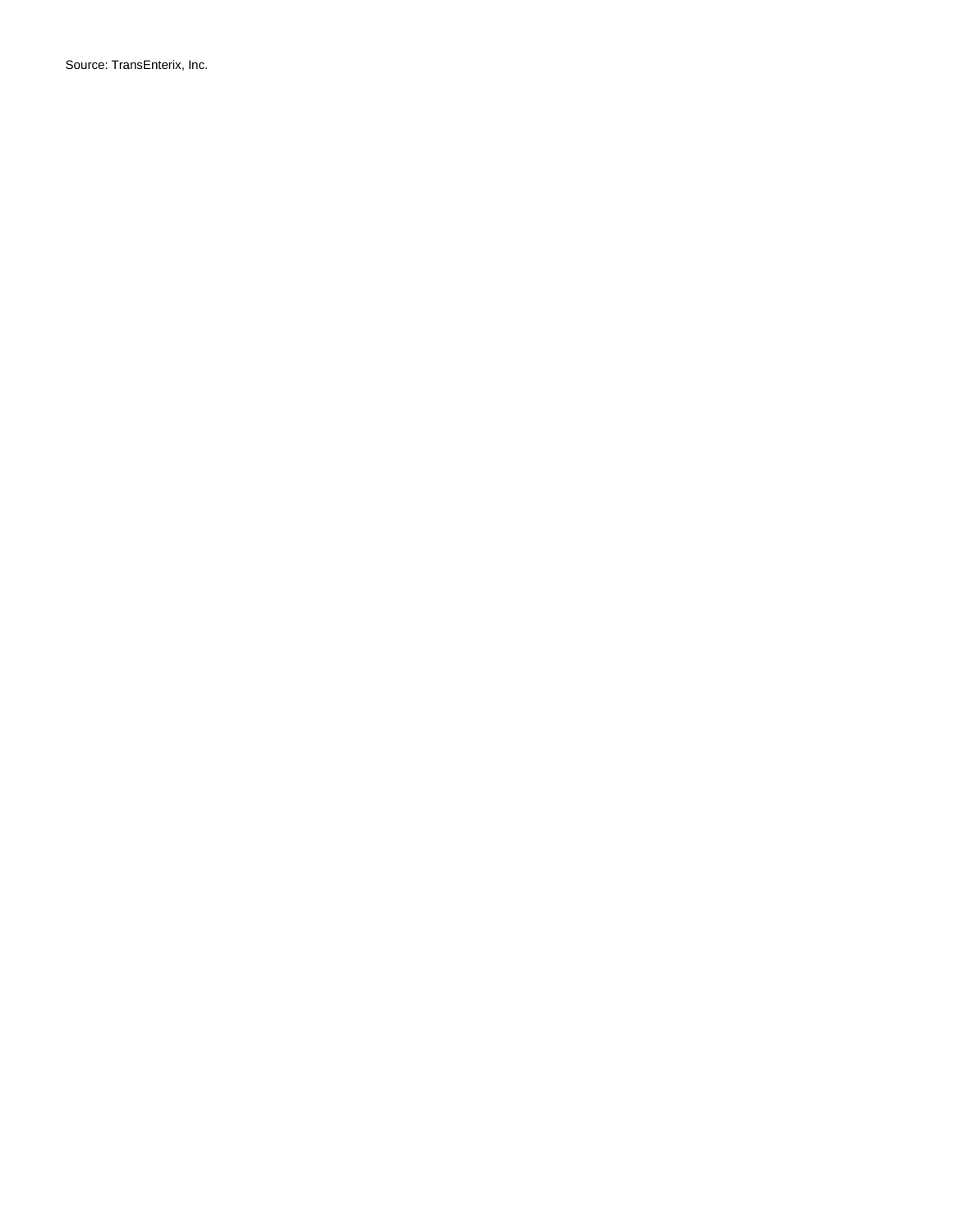Source: TransEnterix, Inc.